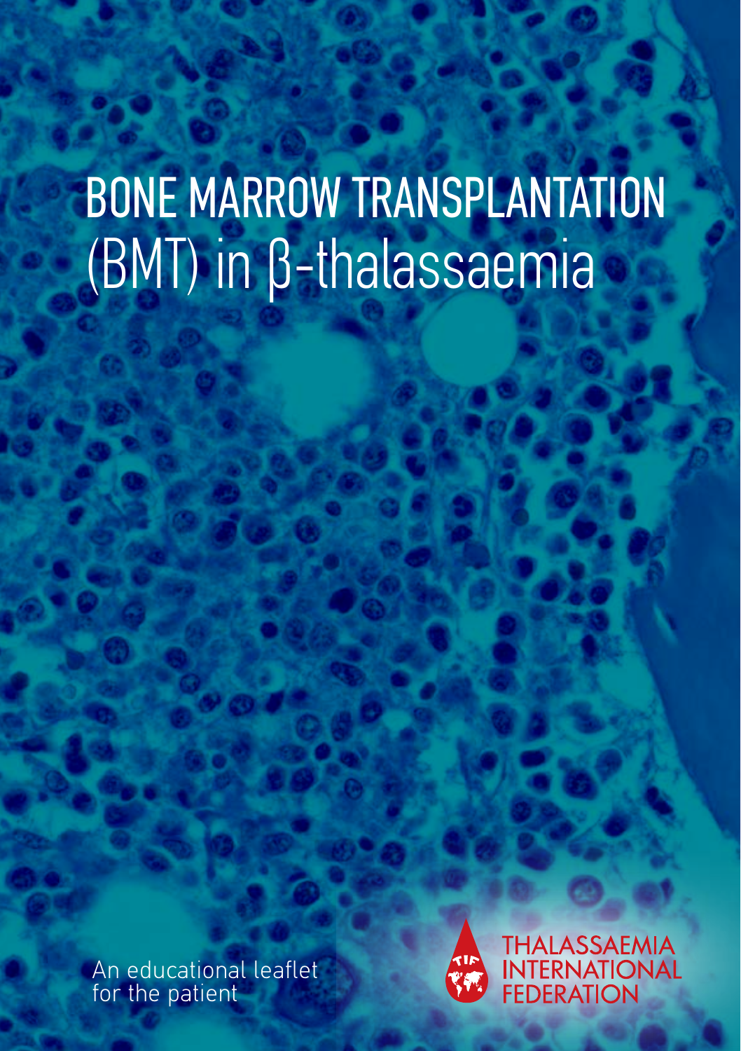# BONE MARROW TRANSPLANTATION (BMT) in β-thalassaemia

An educational leaflet for the patient

THALASSAEMIA INTERNATIONAL FEDERATION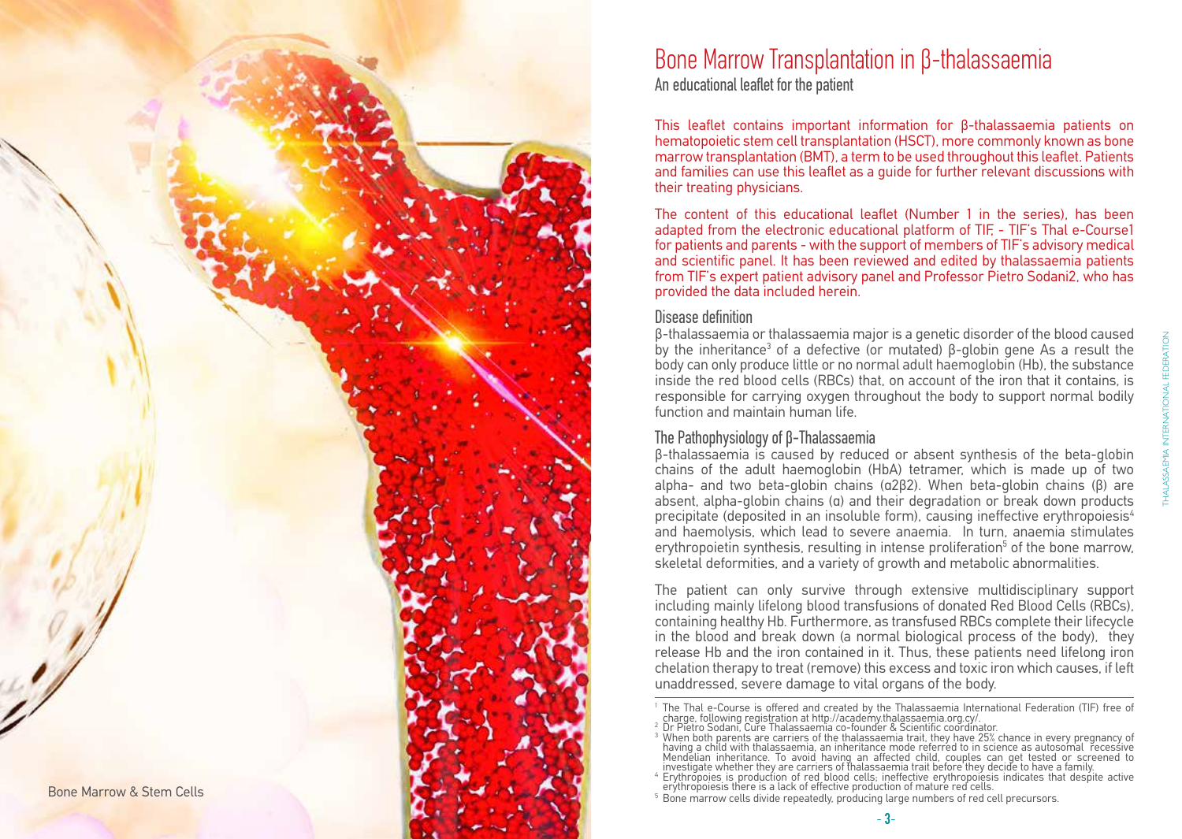# Bone Marrow Transplantation in β-thalassaemia

An educational leaflet for the patient

This leaflet contains important information for β-thalassaemia patients on hematopoietic stem cell transplantation (HSCT), more commonly known as bone marrow transplantation (BMT), a term to be used throughout this leaflet. Patients and families can use this leaflet as a guide for further relevant discussions with their treating physicians.

The content of this educational leaflet (Number 1 in the series), has been adapted from the electronic educational platform of TIF, - TIF's Thal e-Course1 for patients and parents - with the support of members of TIF's advisory medical and scientific panel. It has been reviewed and edited by thalassaemia patients from TIF's expert patient advisory panel and Professor Pietro Sodani2, who has provided the data included herein.

## Disease definition

β-thalassaemia or thalassaemia major is a genetic disorder of the blood caused by the inheritance[3] of a defective (or mutated) β-globin gene As a result the body can only produce little or no normal adult haemoglobin (Hb), the substance inside the red blood cells (RBCs) that, on account of the iron that it contains, is responsible for carrying oxygen throughout the body to support normal bodily function and maintain human life.

## The Pathophysiology of β-Thalassaemia

β-thalassaemia is caused by reduced or absent synthesis of the beta-globin chains of the adult haemoglobin (HbA) tetramer, which is made up of two alpha- and two beta-globin chains ($\alpha 2\beta 2$). When beta-globin chains (β) are absent, alpha-globin chains (α) and their degradation or break down products precipitate (deposited in an insoluble form), causing ineffective erythropoiesis[4] and haemolysis, which lead to severe anaemia. In turn, anaemia stimulates erythropoietin synthesis, resulting in intense proliferation[5] of the bone marrow, skeletal deformities, and a variety of growth and metabolic abnormalities.

The patient can only survive through extensive multidisciplinary support including mainly lifelong blood transfusions of donated Red Blood Cells (RBCs), containing healthy Hb. Furthermore, as transfused RBCs complete their lifecycle in the blood and break down (a normal biological process of the body), they release Hb and the iron contained in it. Thus, these patients need lifelong iron chelation therapy to treat (remove) this excess and toxic iron which causes, if left unaddressed, severe damage to vital organs of the body.

---

[1] The Thal e-Course is offered and created by the Thalassaemia International Federation (TIF) free of charge, following registration at http://academy.thalassaemia.org.cy/.

[2] Dr Pietro Sodani, Cure Thalassaemia co-founder & Scientific coordinator.

[3] When both parents are carriers of the thalassaemia trait, they have 25% chance in every pregnancy of having a child with thalassaemia, an inheritance mode referred to in science as autosomal recessive Mendelian inheritance. To avoid having an affected child, couples can get tested or screened to investigate whether they are carriers of thalassaemia trait before they decide to have a family.

[4] Erythropoies is production of red blood cells; ineffective erythropoiesis indicates that despite active erythropoiesis there is a lack of effective production of mature red cells.

[5] Bone marrow cells divide repeatedly, producing large numbers of red cell precursors.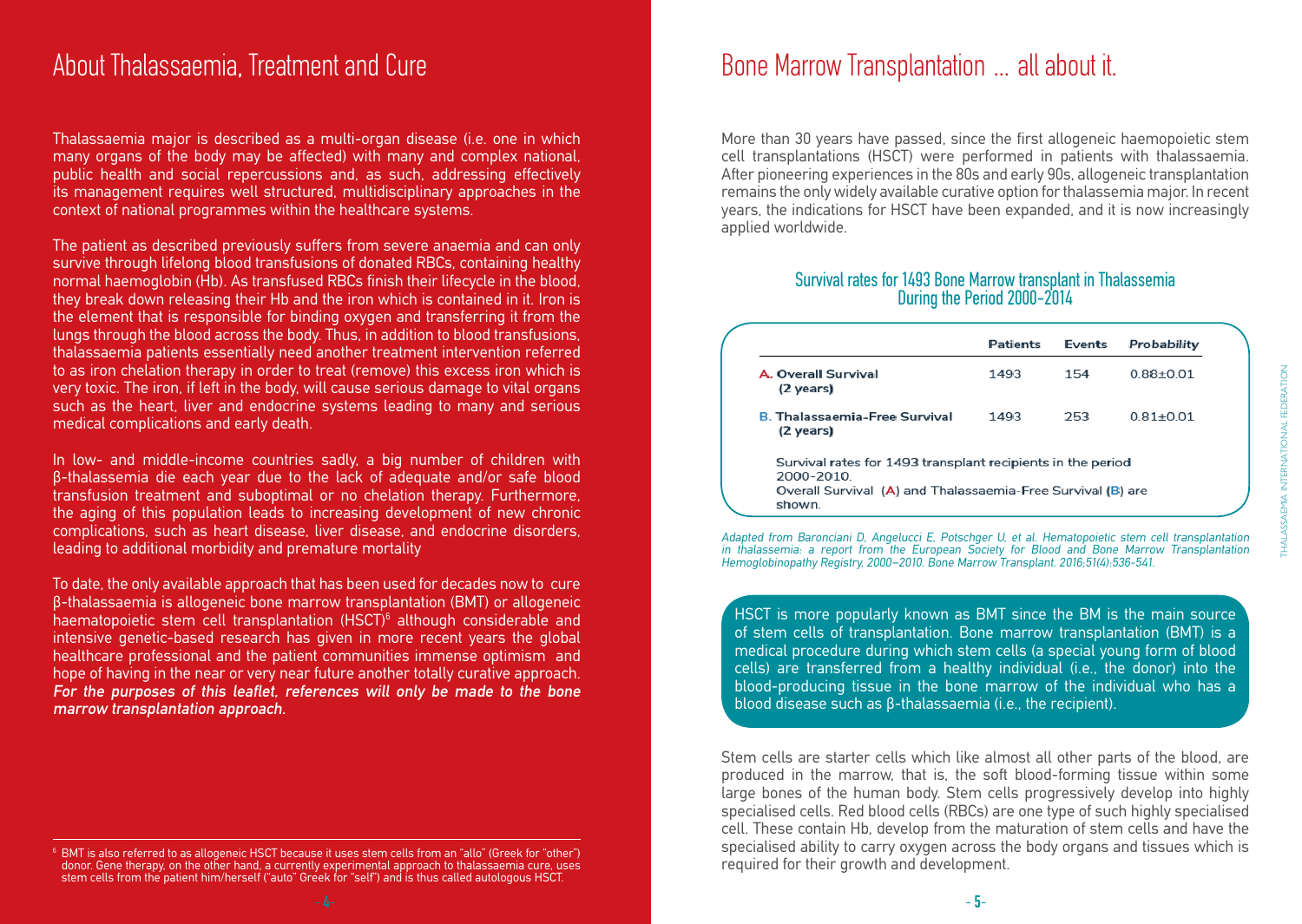# About Thalassaemia, Treatment and Cure

Thalassaemia major is described as a multi-organ disease (i.e. one in which many organs of the body may be affected) with many and complex national, public health and social repercussions and, as such, addressing effectively its management requires well structured, multidisciplinary approaches in the context of national programmes within the healthcare systems.

The patient as described previously suffers from severe anaemia and can only survive through lifelong blood transfusions of donated RBCs, containing healthy normal haemoglobin (Hb). As transfused RBCs finish their lifecycle in the blood, they break down releasing their Hb and the iron which is contained in it. Iron is the element that is responsible for binding oxygen and transferring it from the lungs through the blood across the body. Thus, in addition to blood transfusions, thalassaemia patients essentially need another treatment intervention referred to as iron chelation therapy in order to treat (remove) this excess iron which is very toxic. The iron, if left in the body, will cause serious damage to vital organs such as the heart, liver and endocrine systems leading to many and serious medical complications and early death.

In low- and middle-income countries sadly, a big number of children with β-thalassemia die each year due to the lack of adequate and/or safe blood transfusion treatment and suboptimal or no chelation therapy. Furthermore, the aging of this population leads to increasing development of new chronic complications, such as heart disease, liver disease, and endocrine disorders, leading to additional morbidity and premature mortality

To date, the only available approach that has been used for decades now to cure β-thalassaemia is allogeneic bone marrow transplantation (BMT) or allogeneic haematopoietic stem cell transplantation (HSCT)[6] although considerable and intensive genetic-based research has given in more recent years the global healthcare professional and the patient communities immense optimism and hope of having in the near or very near future another totally curative approach. ***For the purposes of this leaflet, references will only be made to the bone marrow transplantation approach.***

[6] BMT is also referred to as allogeneic HSCT because it uses stem cells from an "allo" (Greek for "other") donor. Gene therapy, on the other hand, a currently experimental approach to thalassaemia cure, uses stem cells from the patient him/herself ("auto" Greek for "self") and is thus called autologous HSCT.

# Bone Marrow Transplantation ... all about it.

More than 30 years have passed, since the first allogeneic haemopoietic stem cell transplantations (HSCT) were performed in patients with thalassaemia. After pioneering experiences in the 80s and early 90s, allogeneic transplantation remains the only widely available curative option for thalassemia major. In recent years, the indications for HSCT have been expanded, and it is now increasingly applied worldwide.

### Survival rates for 1493 Bone Marrow transplant in Thalassemia During the Period 2000-2014

| | Patients | Events | Probability |
|---|---|---|---|
| A. Overall Survival (2 years) | 1493 | 154 | 0.88±0.01 |
| B. Thalassaemia-Free Survival (2 years) | 1493 | 253 | 0.81±0.01 |

Survival rates for 1493 transplant recipients in the period 2000-2010.
Overall Survival (A) and Thalassaemia-Free Survival (B) are shown.

*Adapted from Baronciani D, Angelucci E, Potschger U, et al. Hematopoietic stem cell transplantation in thalassemia: a report from the European Society for Blood and Bone Marrow Transplantation Hemoglobinopathy Registry, 2000–2010. Bone Marrow Transplant. 2016;51(4):536-541.*

HSCT is more popularly known as BMT since the BM is the main source of stem cells of transplantation. Bone marrow transplantation (BMT) is a medical procedure during which stem cells (a special young form of blood cells) are transferred from a healthy individual (i.e., the donor) into the blood-producing tissue in the bone marrow of the individual who has a blood disease such as β-thalassaemia (i.e., the recipient).

Stem cells are starter cells which like almost all other parts of the blood, are produced in the marrow, that is, the soft blood-forming tissue within some large bones of the human body. Stem cells progressively develop into highly specialised cells. Red blood cells (RBCs) are one type of such highly specialised cell. These contain Hb, develop from the maturation of stem cells and have the specialised ability to carry oxygen across the body organs and tissues which is required for their growth and development.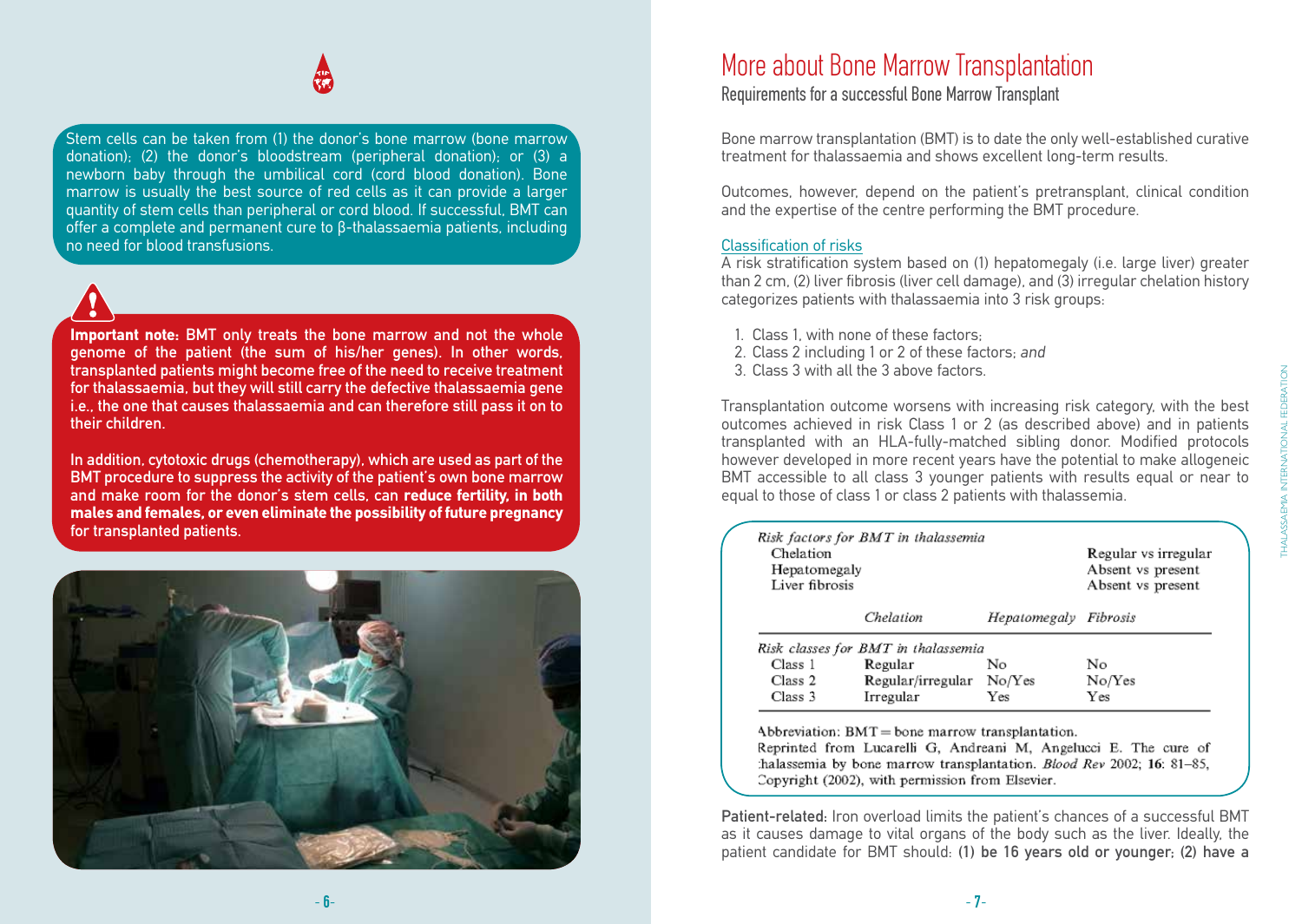Stem cells can be taken from (1) the donor's bone marrow (bone marrow donation); (2) the donor's bloodstream (peripheral donation); or (3) a newborn baby through the umbilical cord (cord blood donation). Bone marrow is usually the best source of red cells as it can provide a larger quantity of stem cells than peripheral or cord blood. If successful, BMT can offer a complete and permanent cure to β-thalassaemia patients, including no need for blood transfusions.

**Important note: BMT only treats the bone marrow and not the whole genome of the patient (the sum of his/her genes). In other words, transplanted patients might become free of the need to receive treatment for thalassaemia, but they will still carry the defective thalassaemia gene i.e., the one that causes thalassaemia and can therefore still pass it on to their children.**

**In addition, cytotoxic drugs (chemotherapy), which are used as part of the BMT procedure to suppress the activity of the patient's own bone marrow and make room for the donor's stem cells, can reduce fertility, in both males and females, or even eliminate the possibility of future pregnancy for transplanted patients.**

# More about Bone Marrow Transplantation

## Requirements for a successful Bone Marrow Transplant

Bone marrow transplantation (BMT) is to date the only well-established curative treatment for thalassaemia and shows excellent long-term results.

Outcomes, however, depend on the patient's pretransplant, clinical condition and the expertise of the centre performing the BMT procedure.

### Classification of risks

A risk stratification system based on (1) hepatomegaly (i.e. large liver) greater than 2 cm, (2) liver fibrosis (liver cell damage), and (3) irregular chelation history categorizes patients with thalassaemia into 3 risk groups:

1. Class 1, with none of these factors;
2. Class 2 including 1 or 2 of these factors; *and*
3. Class 3 with all the 3 above factors.

Transplantation outcome worsens with increasing risk category, with the best outcomes achieved in risk Class 1 or 2 (as described above) and in patients transplanted with an HLA-fully-matched sibling donor. Modified protocols however developed in more recent years have the potential to make allogeneic BMT accessible to all class 3 younger patients with results equal or near to equal to those of class 1 or class 2 patients with thalassemia.

*Risk factors for BMT in thalassemia*

| | |
|---|---|
| Chelation | Regular vs irregular |
| Hepatomegaly | Absent vs present |
| Liver fibrosis | Absent vs present |

*Risk classes for BMT in thalassemia*

| | *Chelation* | *Hepatomegaly* | *Fibrosis* |
|---|---|---|---|
| Class 1 | Regular | No | No |
| Class 2 | Regular/irregular | No/Yes | No/Yes |
| Class 3 | Irregular | Yes | Yes |

Abbreviation: BMT = bone marrow transplantation.
Reprinted from Lucarelli G, Andreani M, Angelucci E. The cure of thalassemia by bone marrow transplantation. *Blood Rev* 2002; **16**: 81–85, Copyright (2002), with permission from Elsevier.

**Patient-related:** Iron overload limits the patient's chances of a successful BMT as it causes damage to vital organs of the body such as the liver. Ideally, the patient candidate for BMT should: **(1) be 16 years old or younger; (2) have a**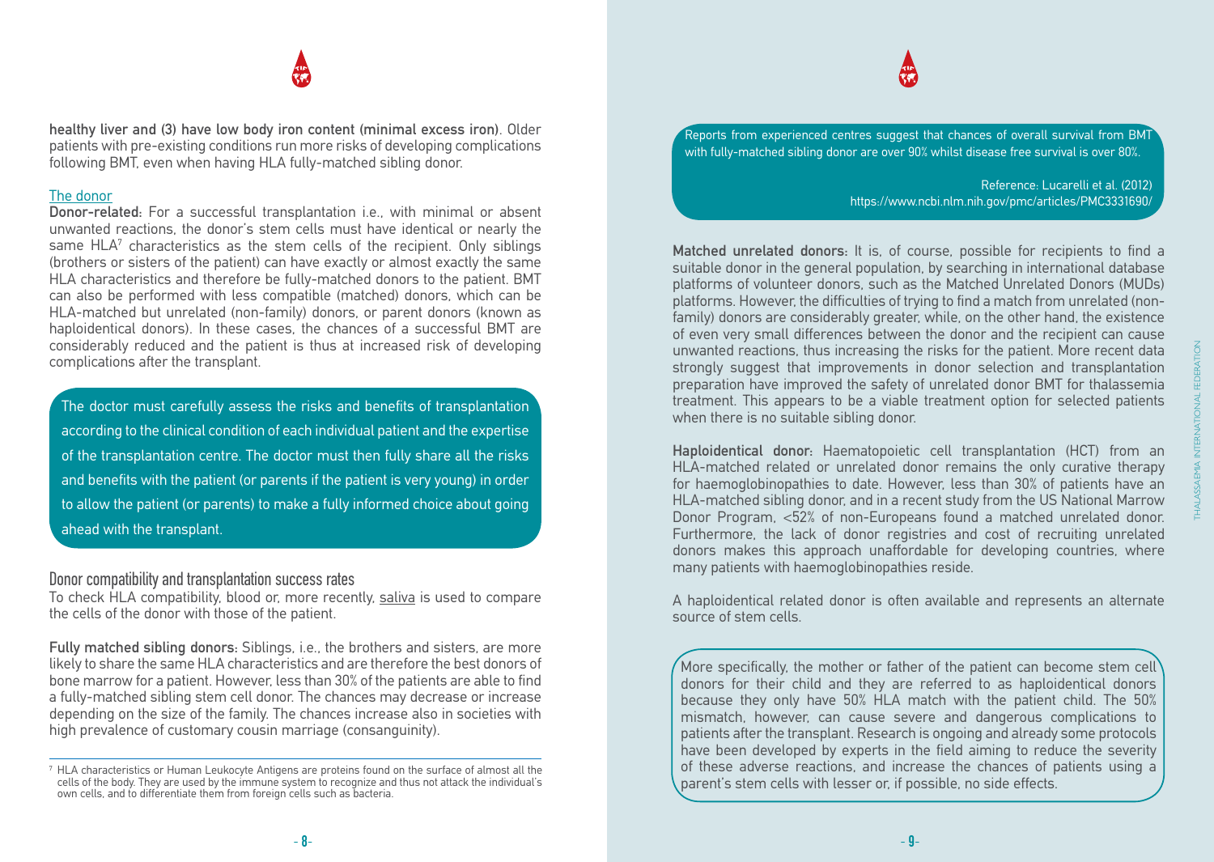**healthy liver and (3) have low body iron content (minimal excess iron)**. Older patients with pre-existing conditions run more risks of developing complications following BMT, even when having HLA fully-matched sibling donor.

The donor

**Donor-related:** For a successful transplantation i.e., with minimal or absent unwanted reactions, the donor's stem cells must have identical or nearly the same HLA[7] characteristics as the stem cells of the recipient. Only siblings (brothers or sisters of the patient) can have exactly or almost exactly the same HLA characteristics and therefore be fully-matched donors to the patient. BMT can also be performed with less compatible (matched) donors, which can be HLA-matched but unrelated (non-family) donors, or parent donors (known as haploidentical donors). In these cases, the chances of a successful BMT are considerably reduced and the patient is thus at increased risk of developing complications after the transplant.

The doctor must carefully assess the risks and benefits of transplantation according to the clinical condition of each individual patient and the expertise of the transplantation centre. The doctor must then fully share all the risks and benefits with the patient (or parents if the patient is very young) in order to allow the patient (or parents) to make a fully informed choice about going ahead with the transplant.

## Donor compatibility and transplantation success rates

To check HLA compatibility, blood or, more recently, saliva is used to compare the cells of the donor with those of the patient.

**Fully matched sibling donors:** Siblings, i.e., the brothers and sisters, are more likely to share the same HLA characteristics and are therefore the best donors of bone marrow for a patient. However, less than 30% of the patients are able to find a fully-matched sibling stem cell donor. The chances may decrease or increase depending on the size of the family. The chances increase also in societies with high prevalence of customary cousin marriage (consanguinity).

[7] HLA characteristics or Human Leukocyte Antigens are proteins found on the surface of almost all the cells of the body. They are used by the immune system to recognize and thus not attack the individual's own cells, and to differentiate them from foreign cells such as bacteria.

Reports from experienced centres suggest that chances of overall survival from BMT with fully-matched sibling donor are over 90% whilst disease free survival is over 80%.

Reference: Lucarelli et al. (2012)
https://www.ncbi.nlm.nih.gov/pmc/articles/PMC3331690/

**Matched unrelated donors:** It is, of course, possible for recipients to find a suitable donor in the general population, by searching in international database platforms of volunteer donors, such as the Matched Unrelated Donors (MUDs) platforms. However, the difficulties of trying to find a match from unrelated (non-family) donors are considerably greater, while, on the other hand, the existence of even very small differences between the donor and the recipient can cause unwanted reactions, thus increasing the risks for the patient. More recent data strongly suggest that improvements in donor selection and transplantation preparation have improved the safety of unrelated donor BMT for thalassemia treatment. This appears to be a viable treatment option for selected patients when there is no suitable sibling donor.

**Haploidentical donor:** Haematopoietic cell transplantation (HCT) from an HLA-matched related or unrelated donor remains the only curative therapy for haemoglobinopathies to date. However, less than 30% of patients have an HLA-matched sibling donor, and in a recent study from the US National Marrow Donor Program, <52% of non-Europeans found a matched unrelated donor. Furthermore, the lack of donor registries and cost of recruiting unrelated donors makes this approach unaffordable for developing countries, where many patients with haemoglobinopathies reside.

A haploidentical related donor is often available and represents an alternate source of stem cells.

More specifically, the mother or father of the patient can become stem cell donors for their child and they are referred to as haploidentical donors because they only have 50% HLA match with the patient child. The 50% mismatch, however, can cause severe and dangerous complications to patients after the transplant. Research is ongoing and already some protocols have been developed by experts in the field aiming to reduce the severity of these adverse reactions, and increase the chances of patients using a parent's stem cells with lesser or, if possible, no side effects.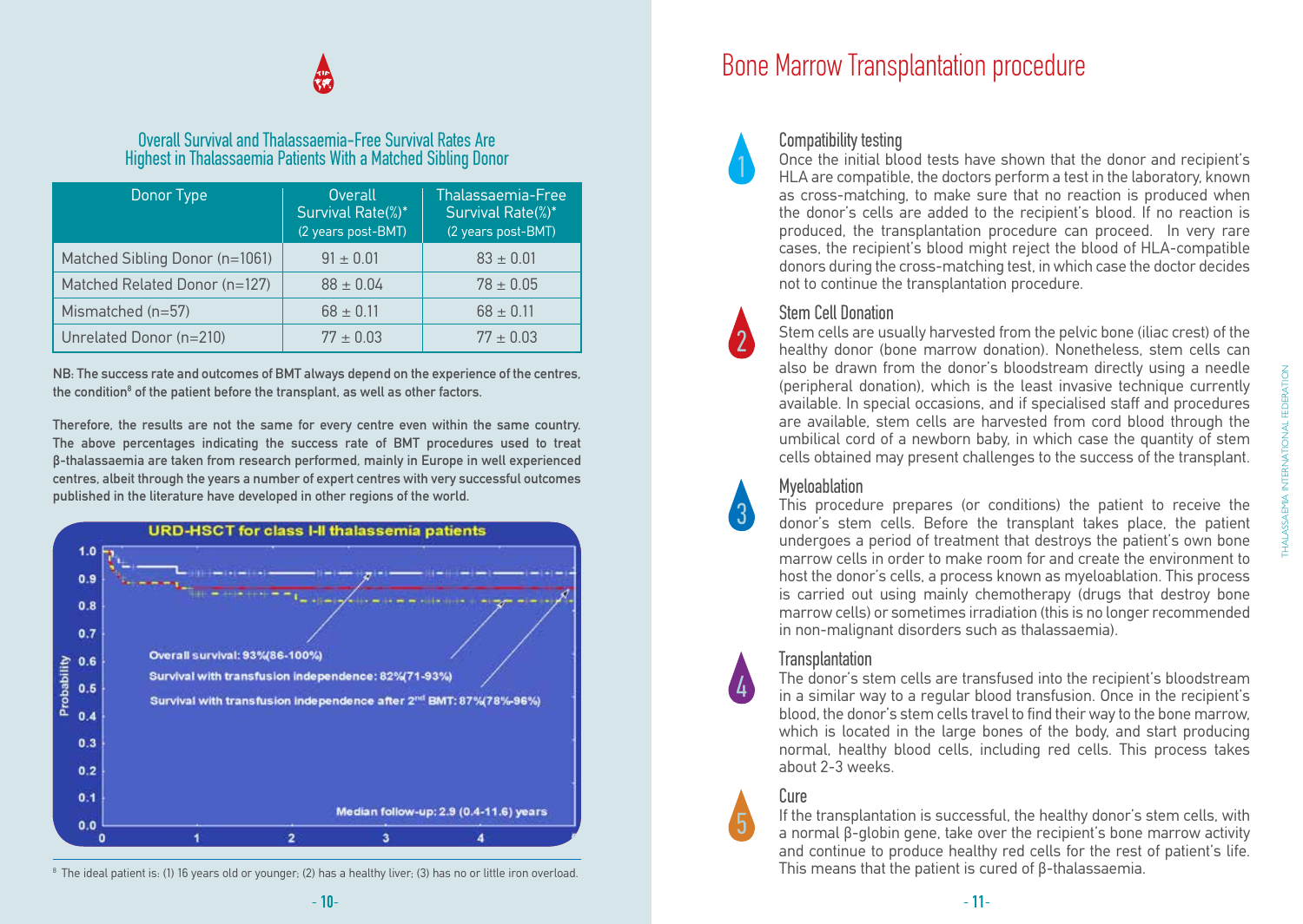## Overall Survival and Thalassaemia-Free Survival Rates Are Highest in Thalassaemia Patients With a Matched Sibling Donor

| Donor Type | Overall Survival Rate(%)* (2 years post-BMT) | Thalassaemia-Free Survival Rate(%)* (2 years post-BMT) |
|---|---|---|
| Matched Sibling Donor (n=1061) | 91 ± 0.01 | 83 ± 0.01 |
| Matched Related Donor (n=127) | 88 ± 0.04 | 78 ± 0.05 |
| Mismatched (n=57) | 68 ± 0.11 | 68 ± 0.11 |
| Unrelated Donor (n=210) | 77 ± 0.03 | 77 ± 0.03 |

**NB: The success rate and outcomes of BMT always depend on the experience of the centres, the condition[8] of the patient before the transplant, as well as other factors.**

**Therefore, the results are not the same for every centre even within the same country. The above percentages indicating the success rate of BMT procedures used to treat β-thalassaemia are taken from research performed, mainly in Europe in well experienced centres, albeit through the years a number of expert centres with very successful outcomes published in the literature have developed in other regions of the world.**

URD-HSCT for class I-II thalassemia patients

Overall survival: 93%(86-100%)

Survival with transfusion independence: 82%(71-93%)

Survival with transfusion independence after 2nd BMT: 87%(78%-96%)

Median follow-up: 2.9 (0.4-11.6) years

[8] The ideal patient is: (1) 16 years old or younger; (2) has a healthy liver; (3) has no or little iron overload.

# Bone Marrow Transplantation procedure

### 1 Compatibility testing

Once the initial blood tests have shown that the donor and recipient's HLA are compatible, the doctors perform a test in the laboratory, known as cross-matching, to make sure that no reaction is produced when the donor's cells are added to the recipient's blood. If no reaction is produced, the transplantation procedure can proceed. In very rare cases, the recipient's blood might reject the blood of HLA-compatible donors during the cross-matching test, in which case the doctor decides not to continue the transplantation procedure.

### 2 Stem Cell Donation

Stem cells are usually harvested from the pelvic bone (iliac crest) of the healthy donor (bone marrow donation). Nonetheless, stem cells can also be drawn from the donor's bloodstream directly using a needle (peripheral donation), which is the least invasive technique currently available. In special occasions, and if specialised staff and procedures are available, stem cells are harvested from cord blood through the umbilical cord of a newborn baby, in which case the quantity of stem cells obtained may present challenges to the success of the transplant.

### 3 Myeloablation

This procedure prepares (or conditions) the patient to receive the donor's stem cells. Before the transplant takes place, the patient undergoes a period of treatment that destroys the patient's own bone marrow cells in order to make room for and create the environment to host the donor's cells, a process known as myeloablation. This process is carried out using mainly chemotherapy (drugs that destroy bone marrow cells) or sometimes irradiation (this is no longer recommended in non-malignant disorders such as thalassaemia).

### 4 Transplantation

The donor's stem cells are transfused into the recipient's bloodstream in a similar way to a regular blood transfusion. Once in the recipient's blood, the donor's stem cells travel to find their way to the bone marrow, which is located in the large bones of the body, and start producing normal, healthy blood cells, including red cells. This process takes about 2-3 weeks.

### 5 Cure

If the transplantation is successful, the healthy donor's stem cells, with a normal β-globin gene, take over the recipient's bone marrow activity and continue to produce healthy red cells for the rest of patient's life. This means that the patient is cured of β-thalassaemia.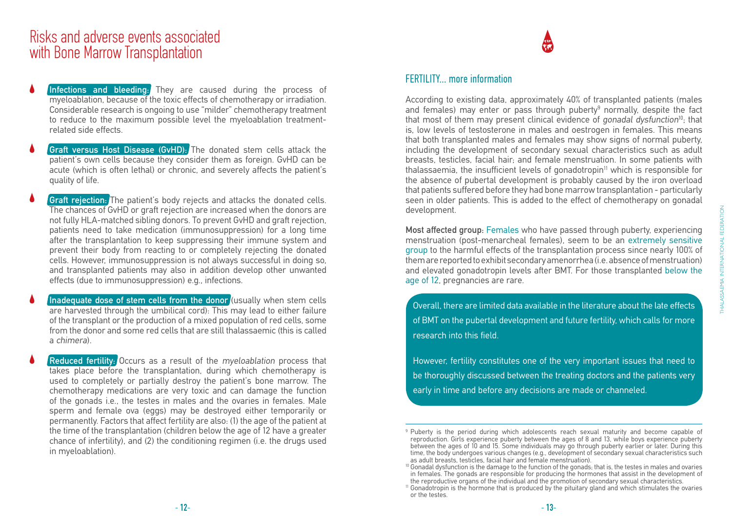# Risks and adverse events associated with Bone Marrow Transplantation

- **Infections and bleeding:** They are caused during the process of myeloablation, because of the toxic effects of chemotherapy or irradiation. Considerable research is ongoing to use "milder" chemotherapy treatment to reduce to the maximum possible level the myeloablation treatment-related side effects.
- **Graft versus Host Disease (GvHD):** The donated stem cells attack the patient's own cells because they consider them as foreign. GvHD can be acute (which is often lethal) or chronic, and severely affects the patient's quality of life.
- **Graft rejection:** The patient's body rejects and attacks the donated cells. The chances of GvHD or graft rejection are increased when the donors are not fully HLA-matched sibling donors. To prevent GvHD and graft rejection, patients need to take medication (immunosuppression) for a long time after the transplantation to keep suppressing their immune system and prevent their body from reacting to or completely rejecting the donated cells. However, immunosuppression is not always successful in doing so, and transplanted patients may also in addition develop other unwanted effects (due to immunosuppression) e.g., infections.
- **Inadequate dose of stem cells from the donor** (usually when stem cells are harvested through the umbilical cord): This may lead to either failure of the transplant or the production of a mixed population of red cells, some from the donor and some red cells that are still thalassaemic (this is called a *chimera*).
- **Reduced fertility:** Occurs as a result of the *myeloablation* process that takes place before the transplantation, during which chemotherapy is used to completely or partially destroy the patient's bone marrow. The chemotherapy medications are very toxic and can damage the function of the gonads i.e., the testes in males and the ovaries in females. Male sperm and female ova (eggs) may be destroyed either temporarily or permanently. Factors that affect fertility are also: (1) the age of the patient at the time of the transplantation (children below the age of 12 have a greater chance of infertility), and (2) the conditioning regimen (i.e. the drugs used in myeloablation).

## FERTILITY... more information

According to existing data, approximately 40% of transplanted patients (males and females) may enter or pass through puberty[9] normally, despite the fact that most of them may present clinical evidence of *gonadal dysfunction*[10]; that is, low levels of testosterone in males and oestrogen in females. This means that both transplanted males and females may show signs of normal puberty, including the development of secondary sexual characteristics such as adult breasts, testicles, facial hair; and female menstruation. In some patients with thalassaemia, the insufficient levels of gonadotropin[11] which is responsible for the absence of pubertal development is probably caused by the iron overload that patients suffered before they had bone marrow transplantation - particularly seen in older patients. This is added to the effect of chemotherapy on gonadal development.

**Most affected group:** Females who have passed through puberty, experiencing menstruation (post-menarcheal females), seem to be an extremely sensitive group to the harmful effects of the transplantation process since nearly 100% of them are reported to exhibit secondary amenorrhea (i.e. absence of menstruation) and elevated gonadotropin levels after BMT. For those transplanted below the age of 12, pregnancies are rare.

Overall, there are limited data available in the literature about the late effects of BMT on the pubertal development and future fertility, which calls for more research into this field.

However, fertility constitutes one of the very important issues that need to be thoroughly discussed between the treating doctors and the patients very early in time and before any decisions are made or channeled.

[9] Puberty is the period during which adolescents reach sexual maturity and become capable of reproduction. Girls experience puberty between the ages of 8 and 13, while boys experience puberty between the ages of 10 and 15. Some individuals may go through puberty earlier or later. During this time, the body undergoes various changes (e.g., development of secondary sexual characteristics such as adult breasts, testicles, facial hair and female menstruation).

[10] Gonadal dysfunction is the damage to the function of the gonads; that is, the testes in males and ovaries in females. The gonads are responsible for producing the hormones that assist in the development of the reproductive organs of the individual and the promotion of secondary sexual characteristics.

[11] Gonadotropin is the hormone that is produced by the pituitary gland and which stimulates the ovaries or the testes.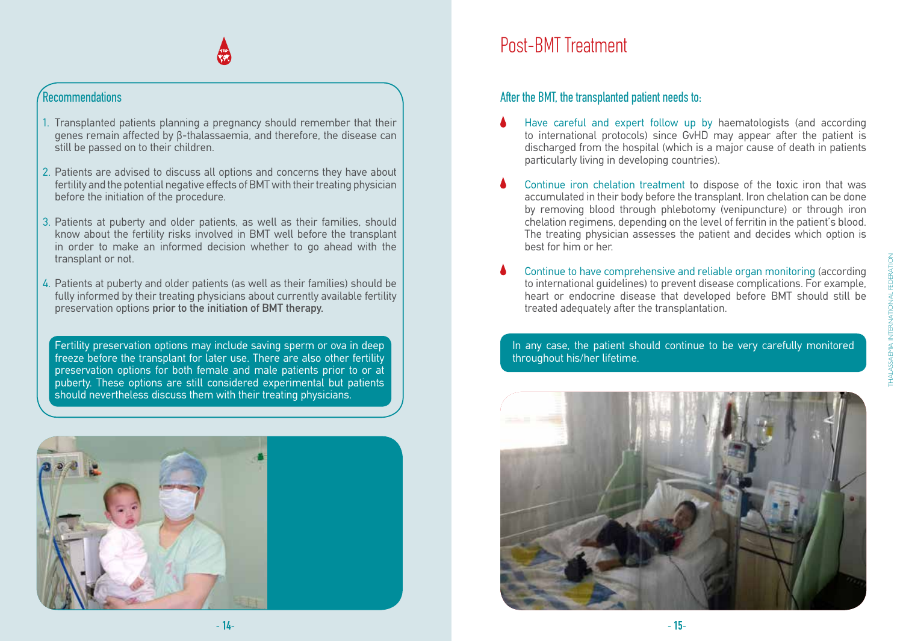## Recommendations

1. Transplanted patients planning a pregnancy should remember that their genes remain affected by β-thalassaemia, and therefore, the disease can still be passed on to their children.
2. Patients are advised to discuss all options and concerns they have about fertility and the potential negative effects of BMT with their treating physician before the initiation of the procedure.
3. Patients at puberty and older patients, as well as their families, should know about the fertility risks involved in BMT well before the transplant in order to make an informed decision whether to go ahead with the transplant or not.
4. Patients at puberty and older patients (as well as their families) should be fully informed by their treating physicians about currently available fertility preservation options **prior to the initiation of BMT therapy.**

Fertility preservation options may include saving sperm or ova in deep freeze before the transplant for later use. There are also other fertility preservation options for both female and male patients prior to or at puberty. These options are still considered experimental but patients should nevertheless discuss them with their treating physicians.

# Post-BMT Treatment

## After the BMT, the transplanted patient needs to:

- Have careful and expert follow up by haematologists (and according to international protocols) since GvHD may appear after the patient is discharged from the hospital (which is a major cause of death in patients particularly living in developing countries).
- Continue iron chelation treatment to dispose of the toxic iron that was accumulated in their body before the transplant. Iron chelation can be done by removing blood through phlebotomy (venipuncture) or through iron chelation regimens, depending on the level of ferritin in the patient's blood. The treating physician assesses the patient and decides which option is best for him or her.
- Continue to have comprehensive and reliable organ monitoring (according to international guidelines) to prevent disease complications. For example, heart or endocrine disease that developed before BMT should still be treated adequately after the transplantation.

In any case, the patient should continue to be very carefully monitored throughout his/her lifetime.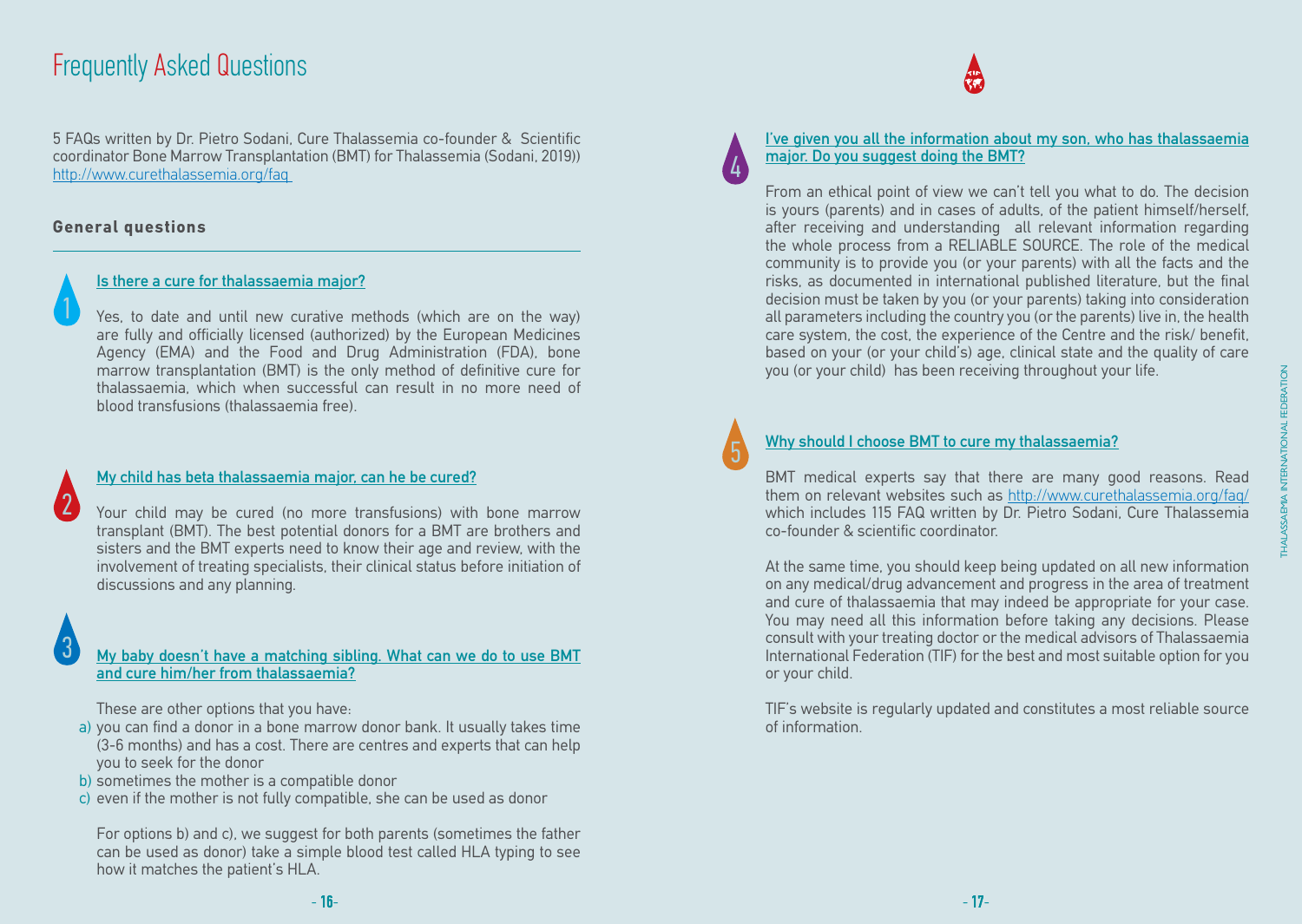# Frequently Asked Questions

5 FAQs written by Dr. Pietro Sodani, Cure Thalassemia co-founder & Scientific coordinator Bone Marrow Transplantation (BMT) for Thalassemia (Sodani, 2019)) http://www.curethalassemia.org/faq

## General questions

### 1. Is there a cure for thalassaemia major?

Yes, to date and until new curative methods (which are on the way) are fully and officially licensed (authorized) by the European Medicines Agency (EMA) and the Food and Drug Administration (FDA), bone marrow transplantation (BMT) is the only method of definitive cure for thalassaemia, which when successful can result in no more need of blood transfusions (thalassaemia free).

### 2. My child has beta thalassaemia major, can he be cured?

Your child may be cured (no more transfusions) with bone marrow transplant (BMT). The best potential donors for a BMT are brothers and sisters and the BMT experts need to know their age and review, with the involvement of treating specialists, their clinical status before initiation of discussions and any planning.

### 3. My baby doesn't have a matching sibling. What can we do to use BMT and cure him/her from thalassaemia?

These are other options that you have:

a) you can find a donor in a bone marrow donor bank. It usually takes time (3-6 months) and has a cost. There are centres and experts that can help you to seek for the donor
b) sometimes the mother is a compatible donor
c) even if the mother is not fully compatible, she can be used as donor

For options b) and c), we suggest for both parents (sometimes the father can be used as donor) take a simple blood test called HLA typing to see how it matches the patient's HLA.

### 4. I've given you all the information about my son, who has thalassaemia major. Do you suggest doing the BMT?

From an ethical point of view we can't tell you what to do. The decision is yours (parents) and in cases of adults, of the patient himself/herself, after receiving and understanding all relevant information regarding the whole process from a RELIABLE SOURCE. The role of the medical community is to provide you (or your parents) with all the facts and the risks, as documented in international published literature, but the final decision must be taken by you (or your parents) taking into consideration all parameters including the country you (or the parents) live in, the health care system, the cost, the experience of the Centre and the risk/ benefit, based on your (or your child's) age, clinical state and the quality of care you (or your child) has been receiving throughout your life.

### 5. Why should I choose BMT to cure my thalassaemia?

BMT medical experts say that there are many good reasons. Read them on relevant websites such as http://www.curethalassemia.org/faq/ which includes 115 FAQ written by Dr. Pietro Sodani, Cure Thalassemia co-founder & scientific coordinator.

At the same time, you should keep being updated on all new information on any medical/drug advancement and progress in the area of treatment and cure of thalassaemia that may indeed be appropriate for your case. You may need all this information before taking any decisions. Please consult with your treating doctor or the medical advisors of Thalassaemia International Federation (TIF) for the best and most suitable option for you or your child.

TIF's website is regularly updated and constitutes a most reliable source of information.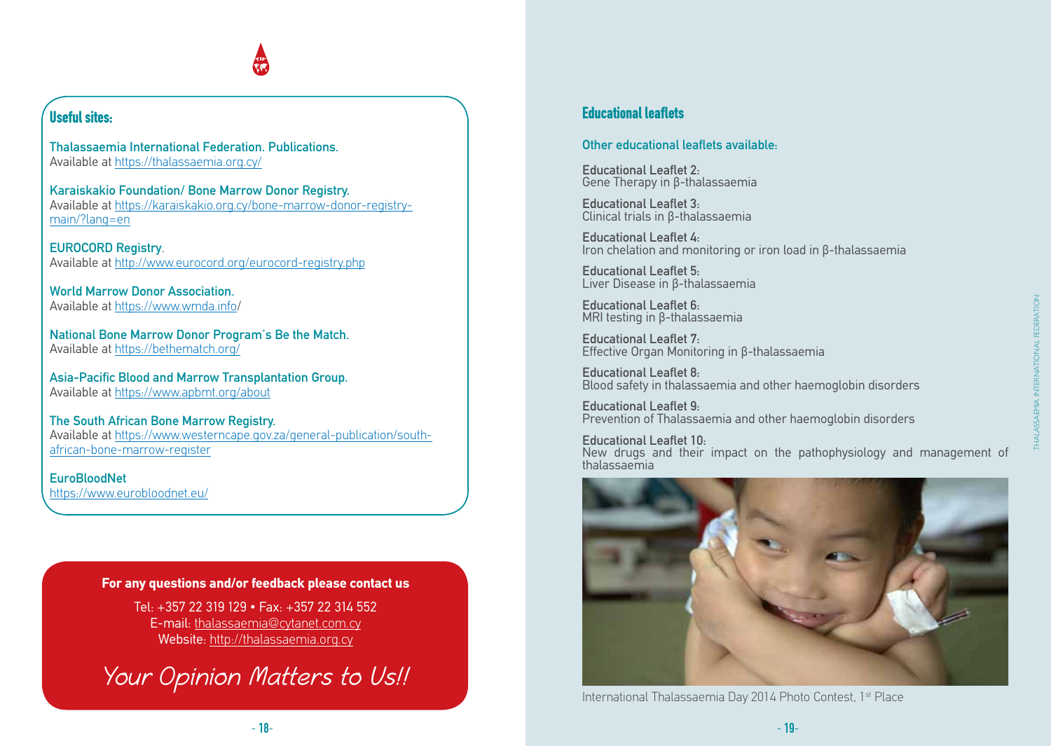## Useful sites:

**Thalassaemia International Federation. Publications.**
Available at https://thalassaemia.org.cy/

**Karaiskakio Foundation/ Bone Marrow Donor Registry.**
Available at https://karaiskakio.org.cy/bone-marrow-donor-registry-main/?lang=en

**EUROCORD Registry.**
Available at http://www.eurocord.org/eurocord-registry.php

**World Marrow Donor Association.**
Available at https://www.wmda.info/

**National Bone Marrow Donor Program's Be the Match.**
Available at https://bethematch.org/

**Asia-Pacific Blood and Marrow Transplantation Group.**
Available at https://www.apbmt.org/about

**The South African Bone Marrow Registry.**
Available at https://www.westerncape.gov.za/general-publication/south-african-bone-marrow-register

**EuroBloodNet**
https://www.eurobloodnet.eu/

**For any questions and/or feedback please contact us**

Tel: +357 22 319 129 • Fax: +357 22 314 552
E-mail: thalassaemia@cytanet.com.cy
Website: http://thalassaemia.org.cy

*Your Opinion Matters to Us!!*

## Educational leaflets

### Other educational leaflets available:

**Educational Leaflet 2:**
Gene Therapy in β-thalassaemia

**Educational Leaflet 3:**
Clinical trials in β-thalassaemia

**Educational Leaflet 4:**
Iron chelation and monitoring or iron load in β-thalassaemia

**Educational Leaflet 5:**
Liver Disease in β-thalassaemia

**Educational Leaflet 6:**
MRI testing in β-thalassaemia

**Educational Leaflet 7:**
Effective Organ Monitoring in β-thalassaemia

**Educational Leaflet 8:**
Blood safety in thalassaemia and other haemoglobin disorders

**Educational Leaflet 9:**
Prevention of Thalassaemia and other haemoglobin disorders

**Educational Leaflet 10:**
New drugs and their impact on the pathophysiology and management of thalassaemia

International Thalassaemia Day 2014 Photo Contest, 1st Place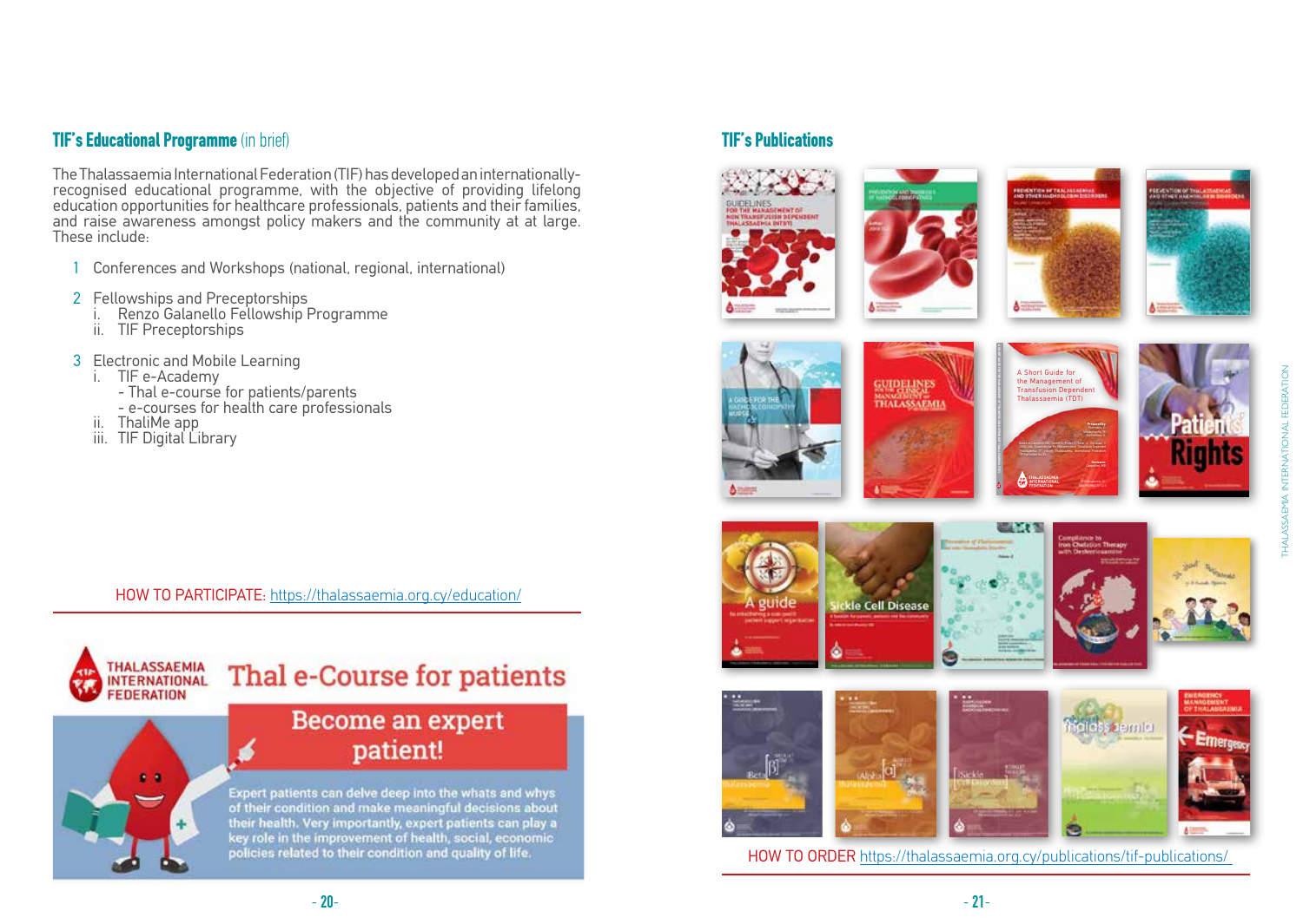## **TIF's Educational Programme** (in brief)

The Thalassaemia International Federation (TIF) has developed an internationally-recognised educational programme, with the objective of providing lifelong education opportunities for healthcare professionals, patients and their families, and raise awareness amongst policy makers and the community at large. These include:

1. Conferences and Workshops (national, regional, international)
2. Fellowships and Preceptorships
   i. Renzo Galanello Fellowship Programme
   ii. TIF Preceptorships
3. Electronic and Mobile Learning
   i. TIF e-Academy
      - Thal e-course for patients/parents
      - e-courses for health care professionals
   ii. ThaliMe app
   iii. TIF Digital Library

HOW TO PARTICIPATE: https://thalassaemia.org.cy/education/

THALASSAEMIA INTERNATIONAL FEDERATION

**Thal e-Course for patients**

**Become an expert patient!**

Expert patients can delve deep into the whats and whys of their condition and make meaningful decisions about their health. Very importantly, expert patients can play a key role in the improvement of health, social, economic policies related to their condition and quality of life.

## **TIF's Publications**

HOW TO ORDER https://thalassaemia.org.cy/publications/tif-publications/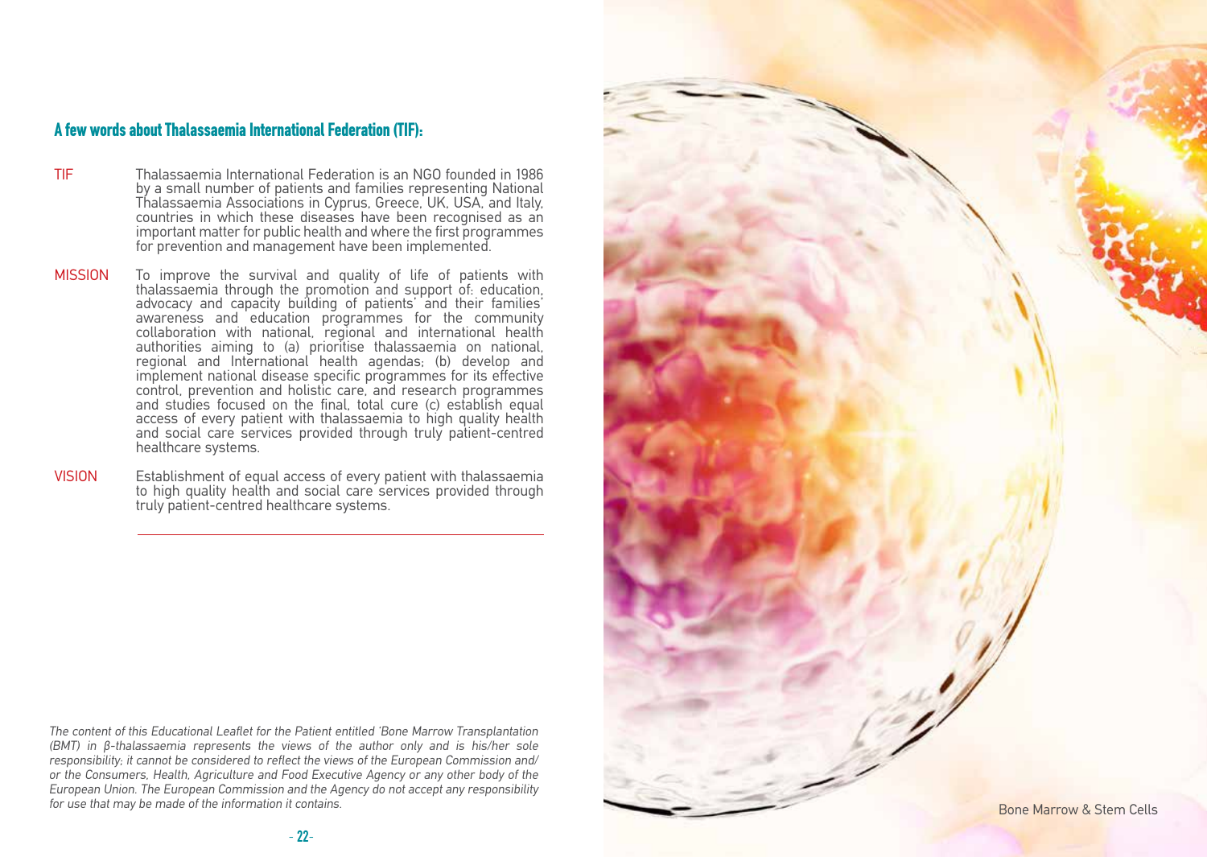## A few words about Thalassaemia International Federation (TIF):

**TIF** Thalassaemia International Federation is an NGO founded in 1986 by a small number of patients and families representing National Thalassaemia Associations in Cyprus, Greece, UK, USA, and Italy, countries in which these diseases have been recognised as an important matter for public health and where the first programmes for prevention and management have been implemented.

**MISSION** To improve the survival and quality of life of patients with thalassaemia through the promotion and support of: education, advocacy and capacity building of patients' and their families' awareness and education programmes for the community collaboration with national, regional and international health authorities aiming to (a) prioritise thalassaemia on national, regional and International health agendas; (b) develop and implement national disease specific programmes for its effective control, prevention and holistic care, and research programmes and studies focused on the final, total cure (c) establish equal access of every patient with thalassaemia to high quality health and social care services provided through truly patient-centred healthcare systems.

**VISION** Establishment of equal access of every patient with thalassaemia to high quality health and social care services provided through truly patient-centred healthcare systems.

---

*The content of this Educational Leaflet for the Patient entitled 'Bone Marrow Transplantation (BMT) in β-thalassaemia represents the views of the author only and is his/her sole responsibility; it cannot be considered to reflect the views of the European Commission and/or the Consumers, Health, Agriculture and Food Executive Agency or any other body of the European Union. The European Commission and the Agency do not accept any responsibility for use that may be made of the information it contains.*

Bone Marrow & Stem Cells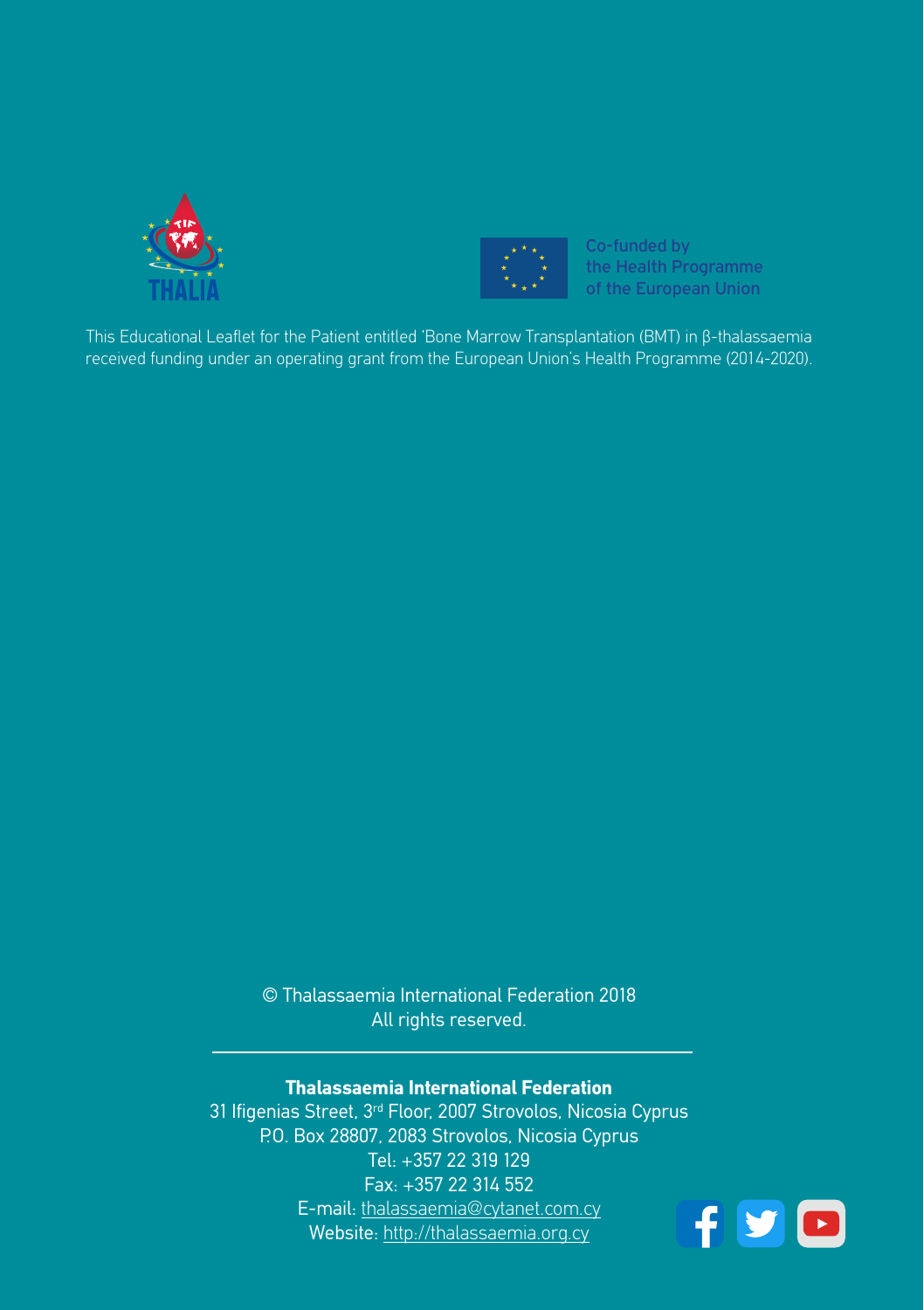THALIA

Co-funded by
the Health Programme
of the European Union

This Educational Leaflet for the Patient entitled 'Bone Marrow Transplantation (BMT) in β-thalassaemia received funding under an operating grant from the European Union's Health Programme (2014-2020).

© Thalassaemia International Federation 2018
All rights reserved.

**Thalassaemia International Federation**
31 Ifigenias Street, 3rd Floor, 2007 Strovolos, Nicosia Cyprus
P.O. Box 28807, 2083 Strovolos, Nicosia Cyprus
Tel: +357 22 319 129
Fax: +357 22 314 552
E-mail: thalassaemia@cytanet.com.cy
Website: http://thalassaemia.org.cy